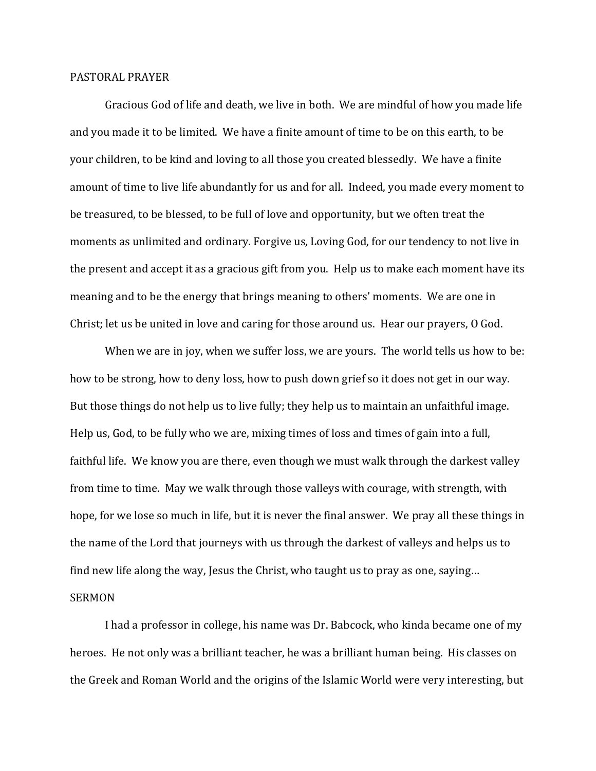## PASTORAL PRAYER

Gracious God of life and death, we live in both. We are mindful of how you made life and you made it to be limited. We have a finite amount of time to be on this earth, to be your children, to be kind and loving to all those you created blessedly. We have a finite amount of time to live life abundantly for us and for all. Indeed, you made every moment to be treasured, to be blessed, to be full of love and opportunity, but we often treat the moments as unlimited and ordinary. Forgive us, Loving God, for our tendency to not live in the present and accept it as a gracious gift from you. Help us to make each moment have its meaning and to be the energy that brings meaning to others' moments. We are one in Christ; let us be united in love and caring for those around us. Hear our prayers, O God.

When we are in joy, when we suffer loss, we are yours. The world tells us how to be: how to be strong, how to deny loss, how to push down grief so it does not get in our way. But those things do not help us to live fully; they help us to maintain an unfaithful image. Help us, God, to be fully who we are, mixing times of loss and times of gain into a full, faithful life. We know you are there, even though we must walk through the darkest valley from time to time. May we walk through those valleys with courage, with strength, with hope, for we lose so much in life, but it is never the final answer. We pray all these things in the name of the Lord that journeys with us through the darkest of valleys and helps us to find new life along the way, Jesus the Christ, who taught us to pray as one, saying…

## SERMON

I had a professor in college, his name was Dr. Babcock, who kinda became one of my heroes. He not only was a brilliant teacher, he was a brilliant human being. His classes on the Greek and Roman World and the origins of the Islamic World were very interesting, but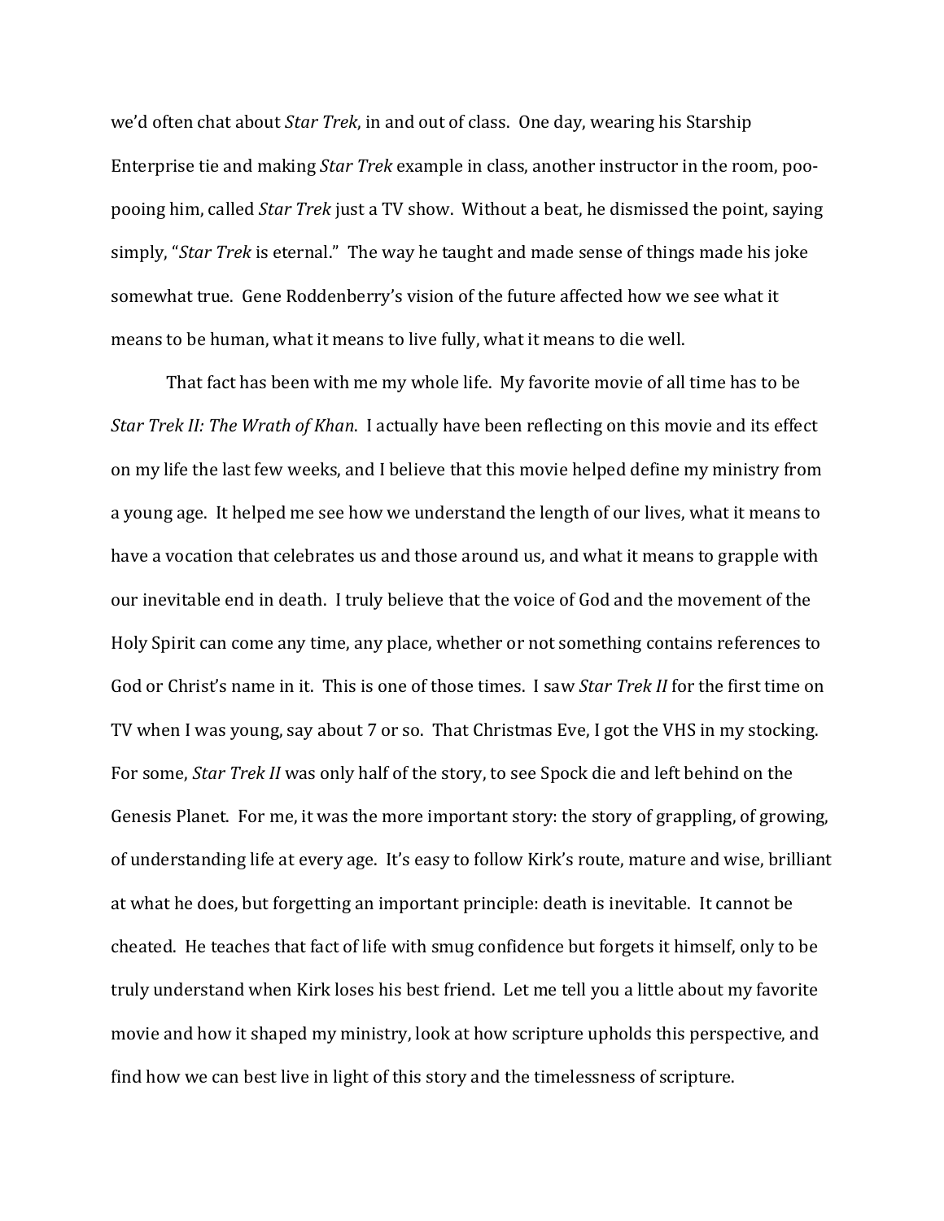we'd often chat about *Star Trek*, in and out of class. One day, wearing his Starship Enterprise tie and making *Star Trek* example in class, another instructor in the room, poo-pooing him, called *Star Trek* just a TV show. Without a beat, he dismissed the point, saying simply, "*Star Trek* is eternal." The way he taught and made sense of things made his joke somewhat true. Gene Roddenberry's vision of the future affected how we see what it means to be human, what it means to live fully, what it means to die well.

That fact has been with me my whole life. My favorite movie of all time has to be *Star Trek II: The Wrath of Khan*. I actually have been reflecting on this movie and its effect on my life the last few weeks, and I believe that this movie helped define my ministry from a young age. It helped me see how we understand the length of our lives, what it means to have a vocation that celebrates us and those around us, and what it means to grapple with our inevitable end in death. I truly believe that the voice of God and the movement of the Holy Spirit can come any time, any place, whether or not something contains references to God or Christ's name in it. This is one of those times. I saw *Star Trek II* for the first time on TV when I was young, say about 7 or so. That Christmas Eve, I got the VHS in my stocking. For some, *Star Trek II* was only half of the story, to see Spock die and left behind on the Genesis Planet. For me, it was the more important story: the story of grappling, of growing, of understanding life at every age. It's easy to follow Kirk's route, mature and wise, brilliant at what he does, but forgetting an important principle: death is inevitable. It cannot be cheated. He teaches that fact of life with smug confidence but forgets it himself, only to be truly understand when Kirk loses his best friend. Let me tell you a little about my favorite movie and how it shaped my ministry, look at how scripture upholds this perspective, and find how we can best live in light of this story and the timelessness of scripture.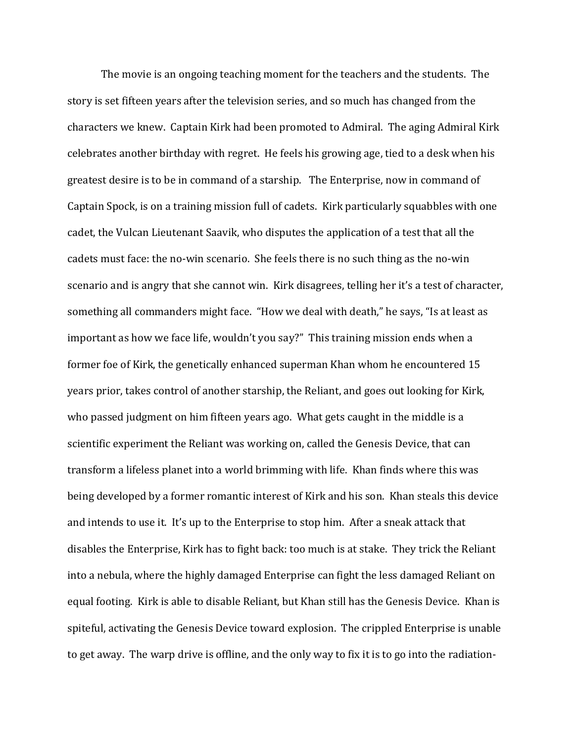The movie is an ongoing teaching moment for the teachers and the students. The story is set fifteen years after the television series, and so much has changed from the characters we knew. Captain Kirk had been promoted to Admiral. The aging Admiral Kirk celebrates another birthday with regret. He feels his growing age, tied to a desk when his greatest desire is to be in command of a starship. The Enterprise, now in command of Captain Spock, is on a training mission full of cadets. Kirk particularly squabbles with one cadet, the Vulcan Lieutenant Saavik, who disputes the application of a test that all the cadets must face: the no-win scenario. She feels there is no such thing as the no-win scenario and is angry that she cannot win. Kirk disagrees, telling her it's a test of character, something all commanders might face. "How we deal with death," he says, "Is at least as important as how we face life, wouldn't you say?" This training mission ends when a former foe of Kirk, the genetically enhanced superman Khan whom he encountered 15 years prior, takes control of another starship, the Reliant, and goes out looking for Kirk, who passed judgment on him fifteen years ago. What gets caught in the middle is a scientific experiment the Reliant was working on, called the Genesis Device, that can transform a lifeless planet into a world brimming with life. Khan finds where this was being developed by a former romantic interest of Kirk and his son. Khan steals this device and intends to use it. It's up to the Enterprise to stop him. After a sneak attack that disables the Enterprise, Kirk has to fight back: too much is at stake. They trick the Reliant into a nebula, where the highly damaged Enterprise can fight the less damaged Reliant on equal footing. Kirk is able to disable Reliant, but Khan still has the Genesis Device. Khan is spiteful, activating the Genesis Device toward explosion. The crippled Enterprise is unable to get away. The warp drive is offline, and the only way to fix it is to go into the radiation-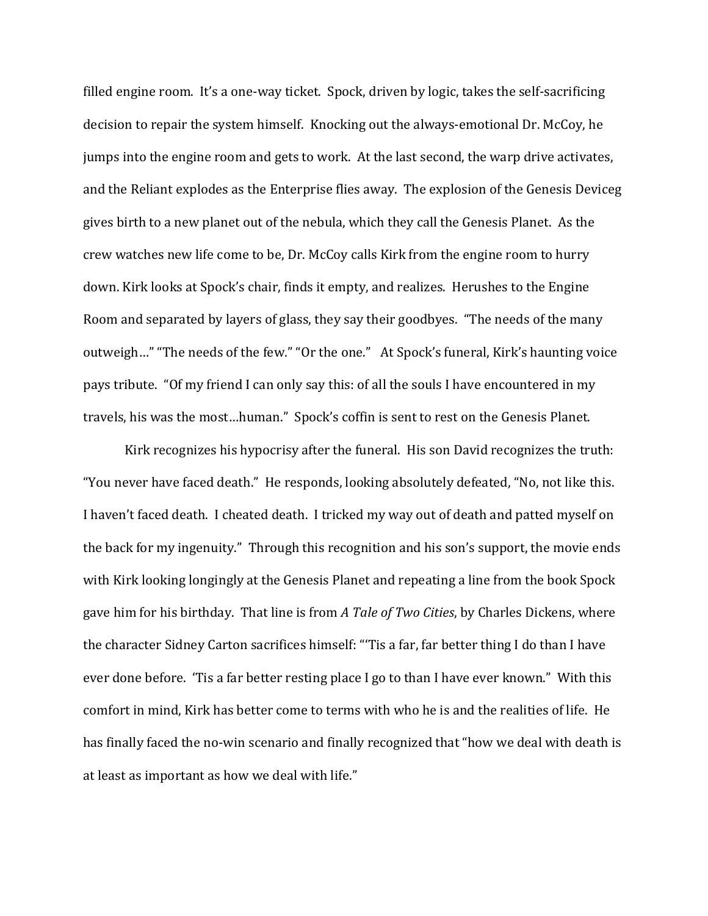filled engine room. It's a one-way ticket. Spock, driven by logic, takes the self-sacrificing decision to repair the system himself. Knocking out the always-emotional Dr. McCoy, he jumps into the engine room and gets to work. At the last second, the warp drive activates, and the Reliant explodes as the Enterprise flies away. The explosion of the Genesis Deviceg gives birth to a new planet out of the nebula, which they call the Genesis Planet. As the crew watches new life come to be, Dr. McCoy calls Kirk from the engine room to hurry down. Kirk looks at Spock's chair, finds it empty, and realizes. Herushes to the Engine Room and separated by layers of glass, they say their goodbyes. "The needs of the many outweigh…" "The needs of the few." "Or the one." At Spock's funeral, Kirk's haunting voice pays tribute. "Of my friend I can only say this: of all the souls I have encountered in my travels, his was the most…human." Spock's coffin is sent to rest on the Genesis Planet.

Kirk recognizes his hypocrisy after the funeral. His son David recognizes the truth: "You never have faced death." He responds, looking absolutely defeated, "No, not like this. I haven't faced death. I cheated death. I tricked my way out of death and patted myself on the back for my ingenuity." Through this recognition and his son's support, the movie ends with Kirk looking longingly at the Genesis Planet and repeating a line from the book Spock gave him for his birthday. That line is from *A Tale of Two Cities*, by Charles Dickens, where the character Sidney Carton sacrifices himself: "'Tis a far, far better thing I do than I have ever done before. 'Tis a far better resting place I go to than I have ever known." With this comfort in mind, Kirk has better come to terms with who he is and the realities of life. He has finally faced the no-win scenario and finally recognized that "how we deal with death is at least as important as how we deal with life."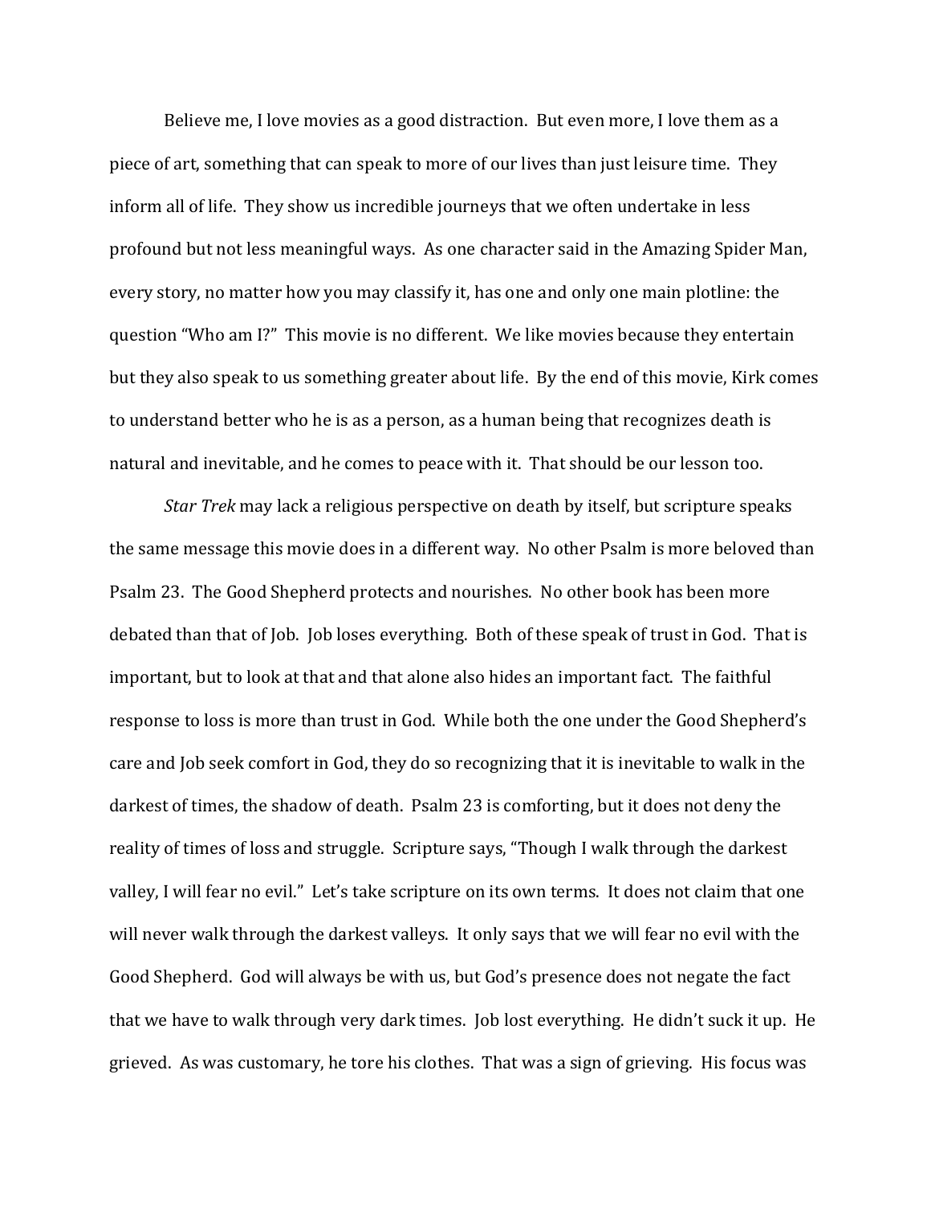Believe me, I love movies as a good distraction. But even more, I love them as a piece of art, something that can speak to more of our lives than just leisure time. They inform all of life. They show us incredible journeys that we often undertake in less profound but not less meaningful ways. As one character said in the Amazing Spider Man, every story, no matter how you may classify it, has one and only one main plotline: the question "Who am I?" This movie is no different. We like movies because they entertain but they also speak to us something greater about life. By the end of this movie, Kirk comes to understand better who he is as a person, as a human being that recognizes death is natural and inevitable, and he comes to peace with it. That should be our lesson too.

*Star Trek* may lack a religious perspective on death by itself, but scripture speaks the same message this movie does in a different way. No other Psalm is more beloved than Psalm 23. The Good Shepherd protects and nourishes. No other book has been more debated than that of Job. Job loses everything. Both of these speak of trust in God. That is important, but to look at that and that alone also hides an important fact. The faithful response to loss is more than trust in God. While both the one under the Good Shepherd's care and Job seek comfort in God, they do so recognizing that it is inevitable to walk in the darkest of times, the shadow of death. Psalm 23 is comforting, but it does not deny the reality of times of loss and struggle. Scripture says, "Though I walk through the darkest valley, I will fear no evil." Let's take scripture on its own terms. It does not claim that one will never walk through the darkest valleys. It only says that we will fear no evil with the Good Shepherd. God will always be with us, but God's presence does not negate the fact that we have to walk through very dark times. Job lost everything. He didn't suck it up. He grieved. As was customary, he tore his clothes. That was a sign of grieving. His focus was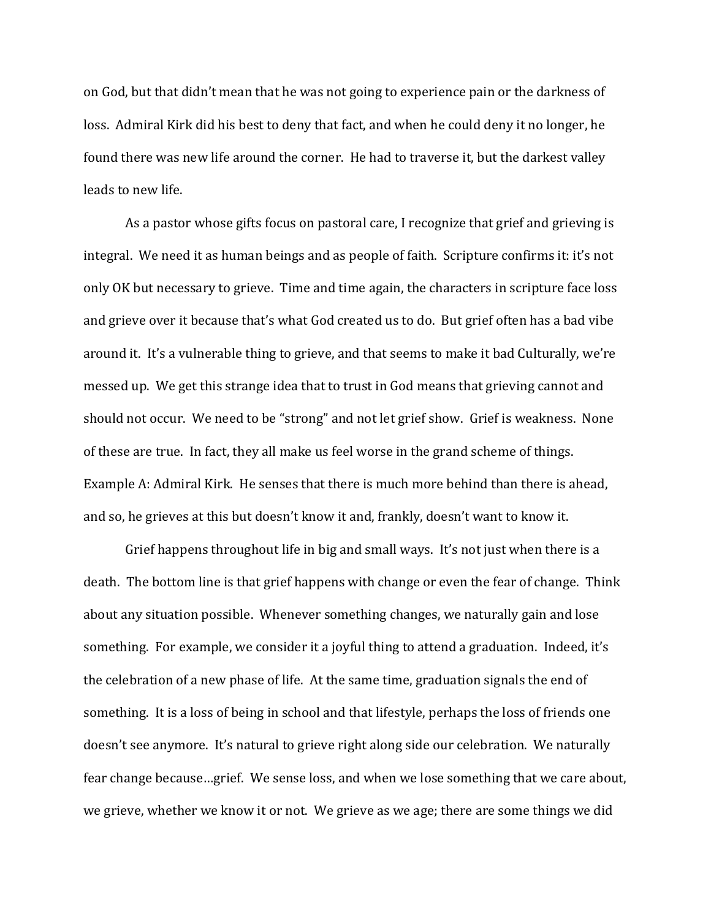on God, but that didn't mean that he was not going to experience pain or the darkness of loss. Admiral Kirk did his best to deny that fact, and when he could deny it no longer, he found there was new life around the corner. He had to traverse it, but the darkest valley leads to new life.

As a pastor whose gifts focus on pastoral care, I recognize that grief and grieving is integral. We need it as human beings and as people of faith. Scripture confirms it: it's not only OK but necessary to grieve. Time and time again, the characters in scripture face loss and grieve over it because that's what God created us to do. But grief often has a bad vibe around it. It's a vulnerable thing to grieve, and that seems to make it bad Culturally, we're messed up. We get this strange idea that to trust in God means that grieving cannot and should not occur. We need to be "strong" and not let grief show. Grief is weakness. None of these are true. In fact, they all make us feel worse in the grand scheme of things. Example A: Admiral Kirk. He senses that there is much more behind than there is ahead, and so, he grieves at this but doesn't know it and, frankly, doesn't want to know it.

Grief happens throughout life in big and small ways. It's not just when there is a death. The bottom line is that grief happens with change or even the fear of change. Think about any situation possible. Whenever something changes, we naturally gain and lose something. For example, we consider it a joyful thing to attend a graduation. Indeed, it's the celebration of a new phase of life. At the same time, graduation signals the end of something. It is a loss of being in school and that lifestyle, perhaps the loss of friends one doesn't see anymore. It's natural to grieve right along side our celebration. We naturally fear change because…grief. We sense loss, and when we lose something that we care about, we grieve, whether we know it or not. We grieve as we age; there are some things we did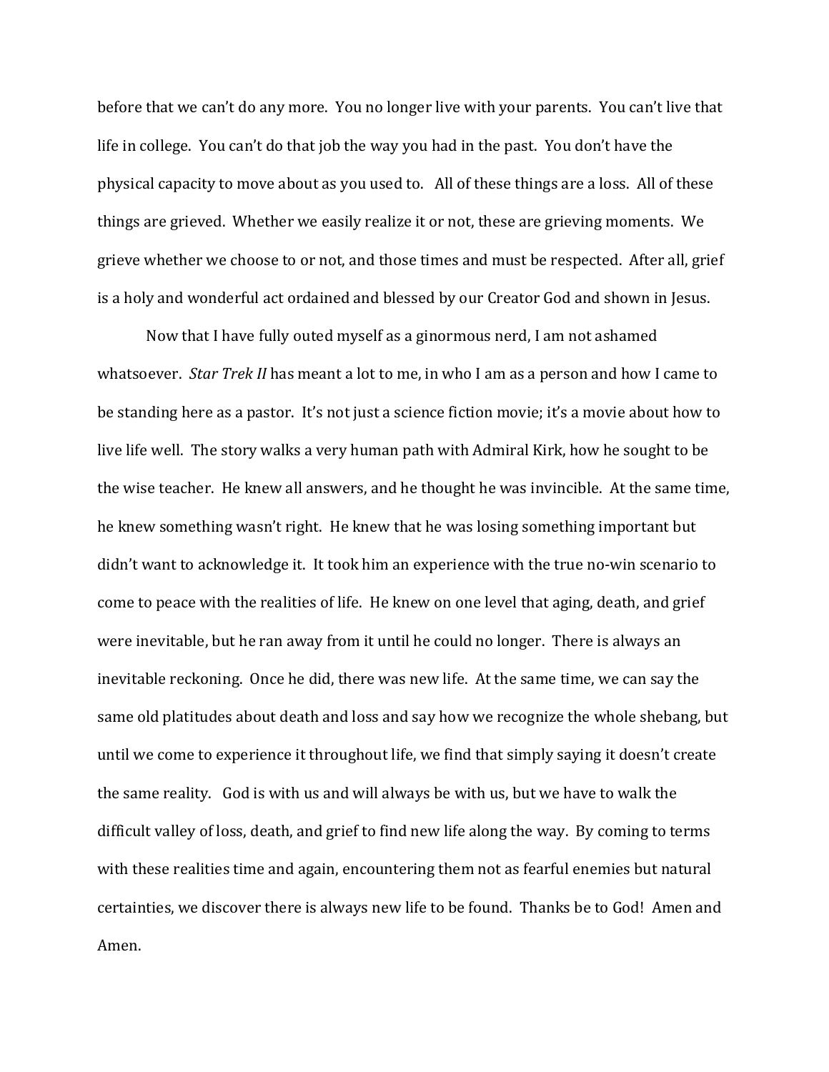before that we can't do any more. You no longer live with your parents. You can't live that life in college. You can't do that job the way you had in the past. You don't have the physical capacity to move about as you used to. All of these things are a loss. All of these things are grieved. Whether we easily realize it or not, these are grieving moments. We grieve whether we choose to or not, and those times and must be respected. After all, grief is a holy and wonderful act ordained and blessed by our Creator God and shown in Jesus.

Now that I have fully outed myself as a ginormous nerd, I am not ashamed whatsoever. *Star Trek II* has meant a lot to me, in who I am as a person and how I came to be standing here as a pastor. It's not just a science fiction movie; it's a movie about how to live life well. The story walks a very human path with Admiral Kirk, how he sought to be the wise teacher. He knew all answers, and he thought he was invincible. At the same time, he knew something wasn't right. He knew that he was losing something important but didn't want to acknowledge it. It took him an experience with the true no-win scenario to come to peace with the realities of life. He knew on one level that aging, death, and grief were inevitable, but he ran away from it until he could no longer. There is always an inevitable reckoning. Once he did, there was new life. At the same time, we can say the same old platitudes about death and loss and say how we recognize the whole shebang, but until we come to experience it throughout life, we find that simply saying it doesn't create the same reality. God is with us and will always be with us, but we have to walk the difficult valley of loss, death, and grief to find new life along the way. By coming to terms with these realities time and again, encountering them not as fearful enemies but natural certainties, we discover there is always new life to be found. Thanks be to God! Amen and Amen.